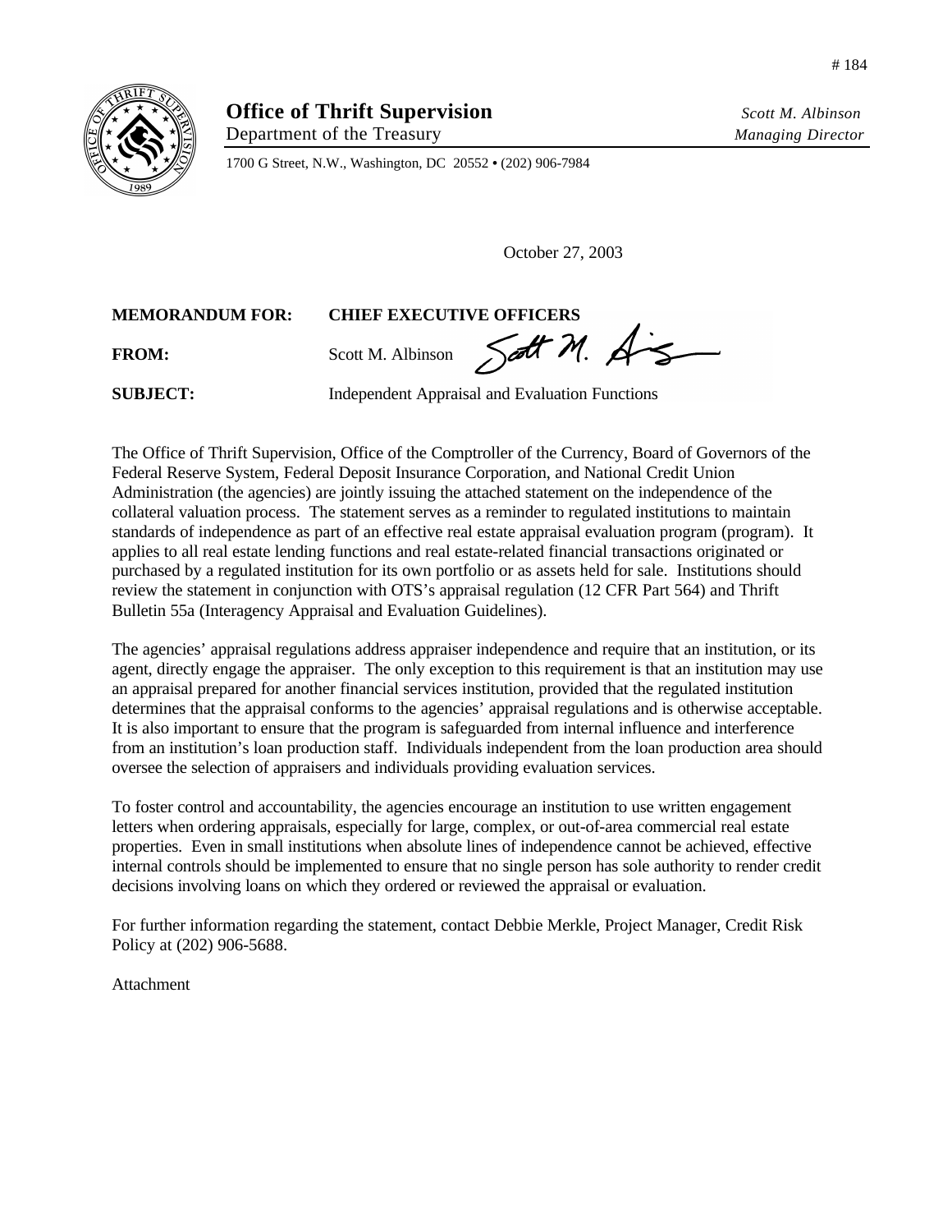# 184

**Office of Thrift Supervision**
Department of the Treasury

*Scott M. Albinson*
*Managing Director*

1700 G Street, N.W., Washington, DC 20552 • (202) 906-7984

October 27, 2003

**MEMORANDUM FOR:** **CHIEF EXECUTIVE OFFICERS**

**FROM:** Scott M. Albinson

**SUBJECT:** Independent Appraisal and Evaluation Functions

The Office of Thrift Supervision, Office of the Comptroller of the Currency, Board of Governors of the Federal Reserve System, Federal Deposit Insurance Corporation, and National Credit Union Administration (the agencies) are jointly issuing the attached statement on the independence of the collateral valuation process. The statement serves as a reminder to regulated institutions to maintain standards of independence as part of an effective real estate appraisal evaluation program (program). It applies to all real estate lending functions and real estate-related financial transactions originated or purchased by a regulated institution for its own portfolio or as assets held for sale. Institutions should review the statement in conjunction with OTS's appraisal regulation (12 CFR Part 564) and Thrift Bulletin 55a (Interagency Appraisal and Evaluation Guidelines).

The agencies' appraisal regulations address appraiser independence and require that an institution, or its agent, directly engage the appraiser. The only exception to this requirement is that an institution may use an appraisal prepared for another financial services institution, provided that the regulated institution determines that the appraisal conforms to the agencies' appraisal regulations and is otherwise acceptable. It is also important to ensure that the program is safeguarded from internal influence and interference from an institution's loan production staff. Individuals independent from the loan production area should oversee the selection of appraisers and individuals providing evaluation services.

To foster control and accountability, the agencies encourage an institution to use written engagement letters when ordering appraisals, especially for large, complex, or out-of-area commercial real estate properties. Even in small institutions when absolute lines of independence cannot be achieved, effective internal controls should be implemented to ensure that no single person has sole authority to render credit decisions involving loans on which they ordered or reviewed the appraisal or evaluation.

For further information regarding the statement, contact Debbie Merkle, Project Manager, Credit Risk Policy at (202) 906-5688.

Attachment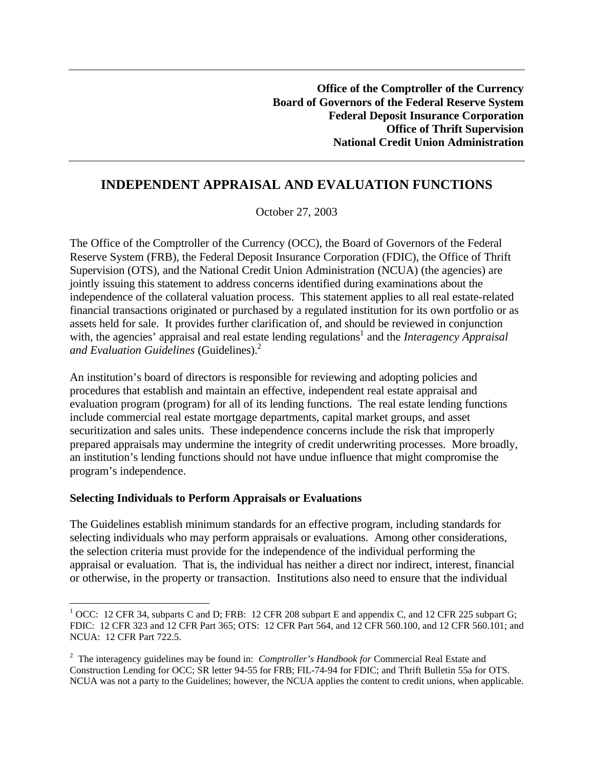**Office of the Comptroller of the Currency**
**Board of Governors of the Federal Reserve System**
**Federal Deposit Insurance Corporation**
**Office of Thrift Supervision**
**National Credit Union Administration**

# INDEPENDENT APPRAISAL AND EVALUATION FUNCTIONS

October 27, 2003

The Office of the Comptroller of the Currency (OCC), the Board of Governors of the Federal Reserve System (FRB), the Federal Deposit Insurance Corporation (FDIC), the Office of Thrift Supervision (OTS), and the National Credit Union Administration (NCUA) (the agencies) are jointly issuing this statement to address concerns identified during examinations about the independence of the collateral valuation process. This statement applies to all real estate-related financial transactions originated or purchased by a regulated institution for its own portfolio or as assets held for sale. It provides further clarification of, and should be reviewed in conjunction with, the agencies' appraisal and real estate lending regulations[1] and the *Interagency Appraisal and Evaluation Guidelines* (Guidelines).[2]

An institution's board of directors is responsible for reviewing and adopting policies and procedures that establish and maintain an effective, independent real estate appraisal and evaluation program (program) for all of its lending functions. The real estate lending functions include commercial real estate mortgage departments, capital market groups, and asset securitization and sales units. These independence concerns include the risk that improperly prepared appraisals may undermine the integrity of credit underwriting processes. More broadly, an institution's lending functions should not have undue influence that might compromise the program's independence.

### Selecting Individuals to Perform Appraisals or Evaluations

The Guidelines establish minimum standards for an effective program, including standards for selecting individuals who may perform appraisals or evaluations. Among other considerations, the selection criteria must provide for the independence of the individual performing the appraisal or evaluation. That is, the individual has neither a direct nor indirect, interest, financial or otherwise, in the property or transaction. Institutions also need to ensure that the individual

---

[1] OCC: 12 CFR 34, subparts C and D; FRB: 12 CFR 208 subpart E and appendix C, and 12 CFR 225 subpart G; FDIC: 12 CFR 323 and 12 CFR Part 365; OTS: 12 CFR Part 564, and 12 CFR 560.100, and 12 CFR 560.101; and NCUA: 12 CFR Part 722.5.

[2] The interagency guidelines may be found in: *Comptroller's Handbook for* Commercial Real Estate and Construction Lending for OCC; SR letter 94-55 for FRB; FIL-74-94 for FDIC; and Thrift Bulletin 55a for OTS. NCUA was not a party to the Guidelines; however, the NCUA applies the content to credit unions, when applicable.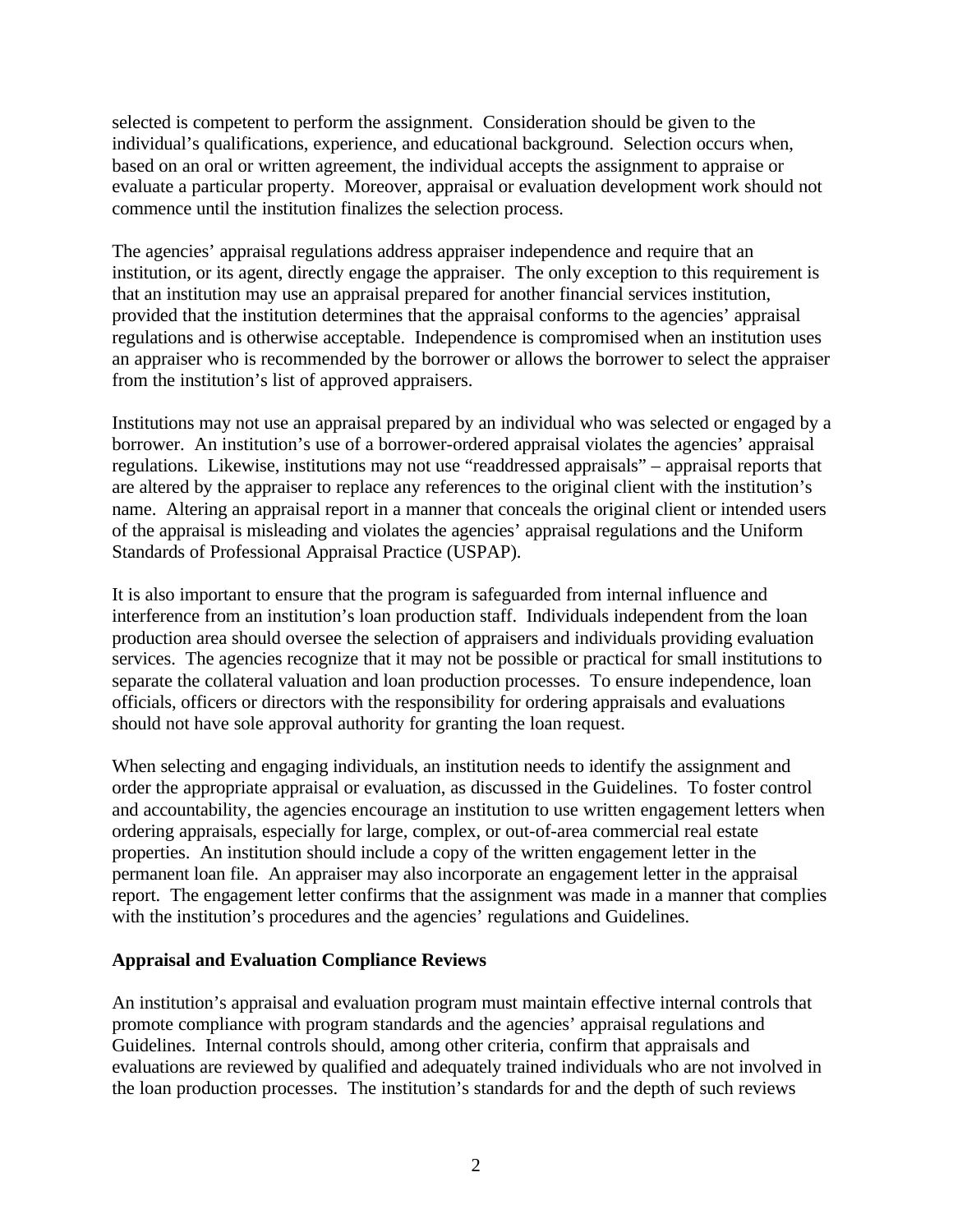selected is competent to perform the assignment. Consideration should be given to the individual's qualifications, experience, and educational background. Selection occurs when, based on an oral or written agreement, the individual accepts the assignment to appraise or evaluate a particular property. Moreover, appraisal or evaluation development work should not commence until the institution finalizes the selection process.

The agencies' appraisal regulations address appraiser independence and require that an institution, or its agent, directly engage the appraiser. The only exception to this requirement is that an institution may use an appraisal prepared for another financial services institution, provided that the institution determines that the appraisal conforms to the agencies' appraisal regulations and is otherwise acceptable. Independence is compromised when an institution uses an appraiser who is recommended by the borrower or allows the borrower to select the appraiser from the institution's list of approved appraisers.

Institutions may not use an appraisal prepared by an individual who was selected or engaged by a borrower. An institution's use of a borrower-ordered appraisal violates the agencies' appraisal regulations. Likewise, institutions may not use "readdressed appraisals" – appraisal reports that are altered by the appraiser to replace any references to the original client with the institution's name. Altering an appraisal report in a manner that conceals the original client or intended users of the appraisal is misleading and violates the agencies' appraisal regulations and the Uniform Standards of Professional Appraisal Practice (USPAP).

It is also important to ensure that the program is safeguarded from internal influence and interference from an institution's loan production staff. Individuals independent from the loan production area should oversee the selection of appraisers and individuals providing evaluation services. The agencies recognize that it may not be possible or practical for small institutions to separate the collateral valuation and loan production processes. To ensure independence, loan officials, officers or directors with the responsibility for ordering appraisals and evaluations should not have sole approval authority for granting the loan request.

When selecting and engaging individuals, an institution needs to identify the assignment and order the appropriate appraisal or evaluation, as discussed in the Guidelines. To foster control and accountability, the agencies encourage an institution to use written engagement letters when ordering appraisals, especially for large, complex, or out-of-area commercial real estate properties. An institution should include a copy of the written engagement letter in the permanent loan file. An appraiser may also incorporate an engagement letter in the appraisal report. The engagement letter confirms that the assignment was made in a manner that complies with the institution's procedures and the agencies' regulations and Guidelines.

**Appraisal and Evaluation Compliance Reviews**

An institution's appraisal and evaluation program must maintain effective internal controls that promote compliance with program standards and the agencies' appraisal regulations and Guidelines. Internal controls should, among other criteria, confirm that appraisals and evaluations are reviewed by qualified and adequately trained individuals who are not involved in the loan production processes. The institution's standards for and the depth of such reviews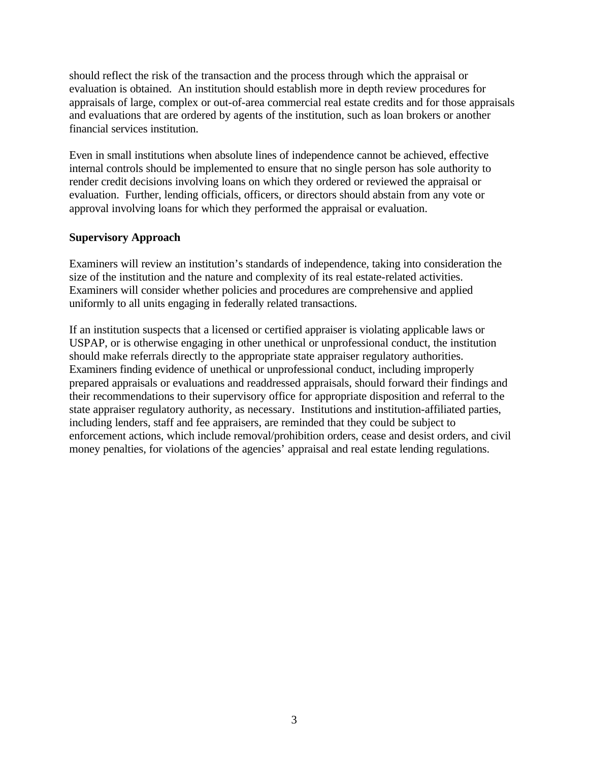should reflect the risk of the transaction and the process through which the appraisal or evaluation is obtained. An institution should establish more in depth review procedures for appraisals of large, complex or out-of-area commercial real estate credits and for those appraisals and evaluations that are ordered by agents of the institution, such as loan brokers or another financial services institution.

Even in small institutions when absolute lines of independence cannot be achieved, effective internal controls should be implemented to ensure that no single person has sole authority to render credit decisions involving loans on which they ordered or reviewed the appraisal or evaluation. Further, lending officials, officers, or directors should abstain from any vote or approval involving loans for which they performed the appraisal or evaluation.

**Supervisory Approach**

Examiners will review an institution's standards of independence, taking into consideration the size of the institution and the nature and complexity of its real estate-related activities. Examiners will consider whether policies and procedures are comprehensive and applied uniformly to all units engaging in federally related transactions.

If an institution suspects that a licensed or certified appraiser is violating applicable laws or USPAP, or is otherwise engaging in other unethical or unprofessional conduct, the institution should make referrals directly to the appropriate state appraiser regulatory authorities. Examiners finding evidence of unethical or unprofessional conduct, including improperly prepared appraisals or evaluations and readdressed appraisals, should forward their findings and their recommendations to their supervisory office for appropriate disposition and referral to the state appraiser regulatory authority, as necessary. Institutions and institution-affiliated parties, including lenders, staff and fee appraisers, are reminded that they could be subject to enforcement actions, which include removal/prohibition orders, cease and desist orders, and civil money penalties, for violations of the agencies' appraisal and real estate lending regulations.